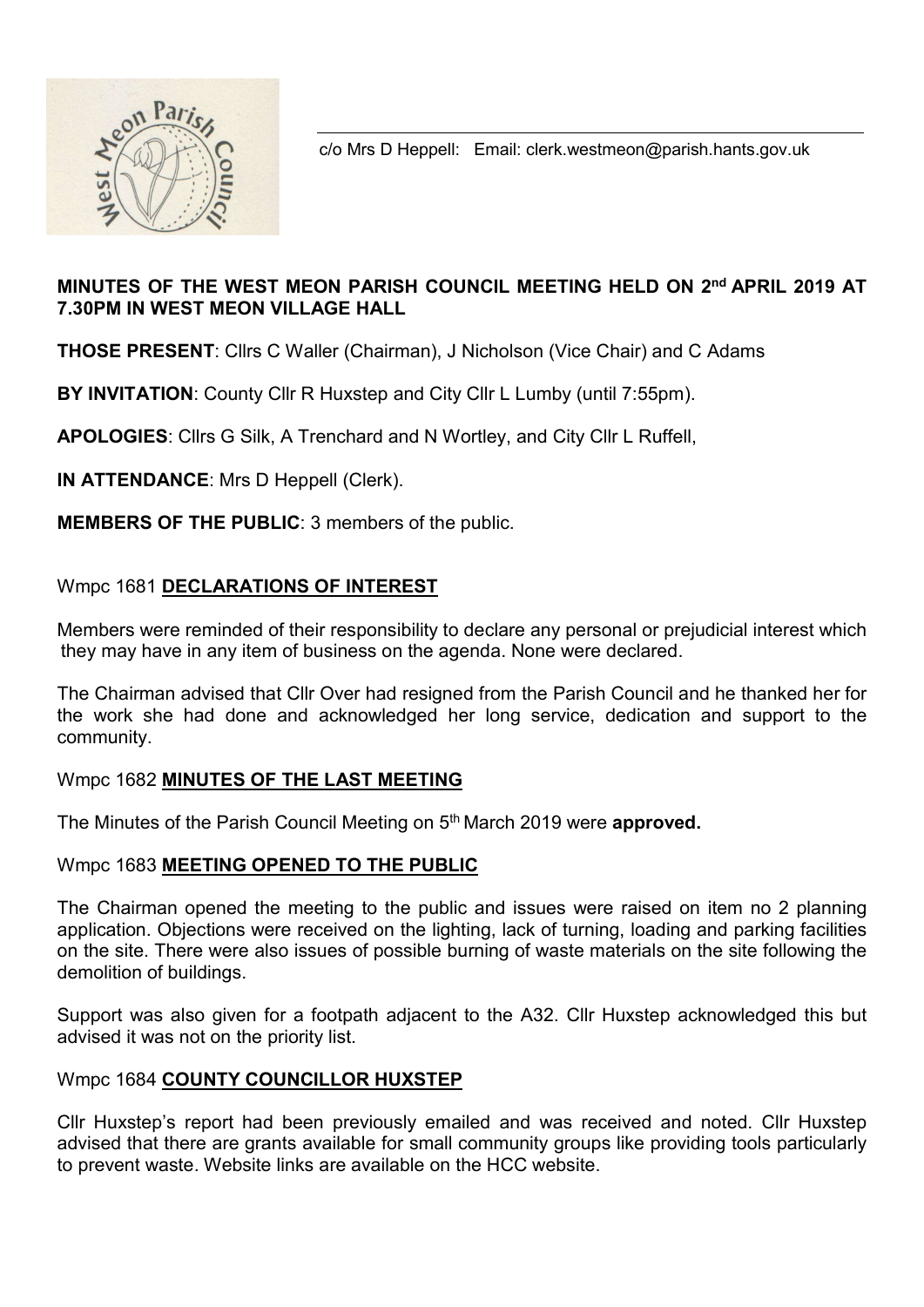c/o Mrs D Heppell: Email: clerk.westmeon@parish.hants.gov.uk

# MINUTES OF THE WEST MEON PARISH COUNCIL MEETING HELD ON 2nd APRIL 2019 AT 7.30PM IN WEST MEON VILLAGE HALL

**THOSE PRESENT**: Cllrs C Waller (Chairman), J Nicholson (Vice Chair) and C Adams

**BY INVITATION**: County Cllr R Huxstep and City Cllr L Lumby (until 7:55pm).

**APOLOGIES**: Cllrs G Silk, A Trenchard and N Wortley, and City Cllr L Ruffell,

**IN ATTENDANCE**: Mrs D Heppell (Clerk).

**MEMBERS OF THE PUBLIC**: 3 members of the public.

## Wmpc 1681 DECLARATIONS OF INTEREST

Members were reminded of their responsibility to declare any personal or prejudicial interest which they may have in any item of business on the agenda. None were declared.

The Chairman advised that Cllr Over had resigned from the Parish Council and he thanked her for the work she had done and acknowledged her long service, dedication and support to the community.

## Wmpc 1682 MINUTES OF THE LAST MEETING

The Minutes of the Parish Council Meeting on 5th March 2019 were **approved.**

## Wmpc 1683 MEETING OPENED TO THE PUBLIC

The Chairman opened the meeting to the public and issues were raised on item no 2 planning application. Objections were received on the lighting, lack of turning, loading and parking facilities on the site. There were also issues of possible burning of waste materials on the site following the demolition of buildings.

Support was also given for a footpath adjacent to the A32. Cllr Huxstep acknowledged this but advised it was not on the priority list.

## Wmpc 1684 COUNTY COUNCILLOR HUXSTEP

Cllr Huxstep's report had been previously emailed and was received and noted. Cllr Huxstep advised that there are grants available for small community groups like providing tools particularly to prevent waste. Website links are available on the HCC website.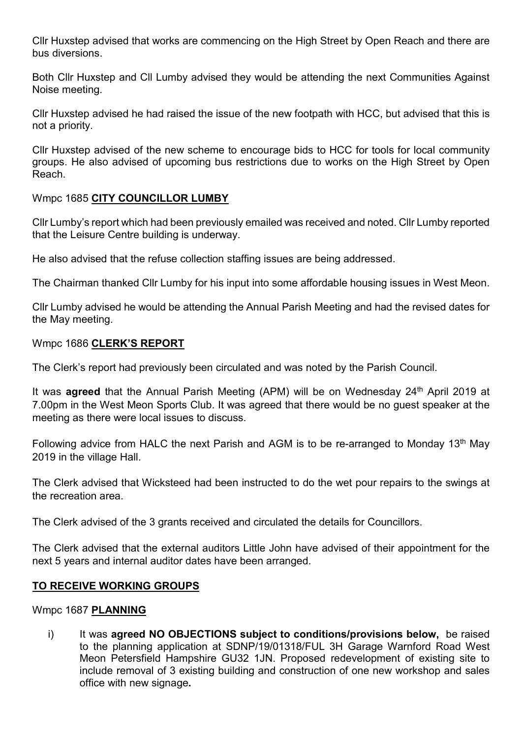Cllr Huxstep advised that works are commencing on the High Street by Open Reach and there are bus diversions.

Both Cllr Huxstep and Cll Lumby advised they would be attending the next Communities Against Noise meeting.

Cllr Huxstep advised he had raised the issue of the new footpath with HCC, but advised that this is not a priority.

Cllr Huxstep advised of the new scheme to encourage bids to HCC for tools for local community groups. He also advised of upcoming bus restrictions due to works on the High Street by Open Reach.

Wmpc 1685 **CITY COUNCILLOR LUMBY**

Cllr Lumby's report which had been previously emailed was received and noted. Cllr Lumby reported that the Leisure Centre building is underway.

He also advised that the refuse collection staffing issues are being addressed.

The Chairman thanked Cllr Lumby for his input into some affordable housing issues in West Meon.

Cllr Lumby advised he would be attending the Annual Parish Meeting and had the revised dates for the May meeting.

Wmpc 1686 **CLERK'S REPORT**

The Clerk's report had previously been circulated and was noted by the Parish Council.

It was **agreed** that the Annual Parish Meeting (APM) will be on Wednesday 24th April 2019 at 7.00pm in the West Meon Sports Club. It was agreed that there would be no guest speaker at the meeting as there were local issues to discuss.

Following advice from HALC the next Parish and AGM is to be re-arranged to Monday 13th May 2019 in the village Hall.

The Clerk advised that Wicksteed had been instructed to do the wet pour repairs to the swings at the recreation area.

The Clerk advised of the 3 grants received and circulated the details for Councillors.

The Clerk advised that the external auditors Little John have advised of their appointment for the next 5 years and internal auditor dates have been arranged.

**TO RECEIVE WORKING GROUPS**

Wmpc 1687 **PLANNING**

i) It was **agreed NO OBJECTIONS subject to conditions/provisions below,** be raised to the planning application at SDNP/19/01318/FUL 3H Garage Warnford Road West Meon Petersfield Hampshire GU32 1JN. Proposed redevelopment of existing site to include removal of 3 existing building and construction of one new workshop and sales office with new signage**.**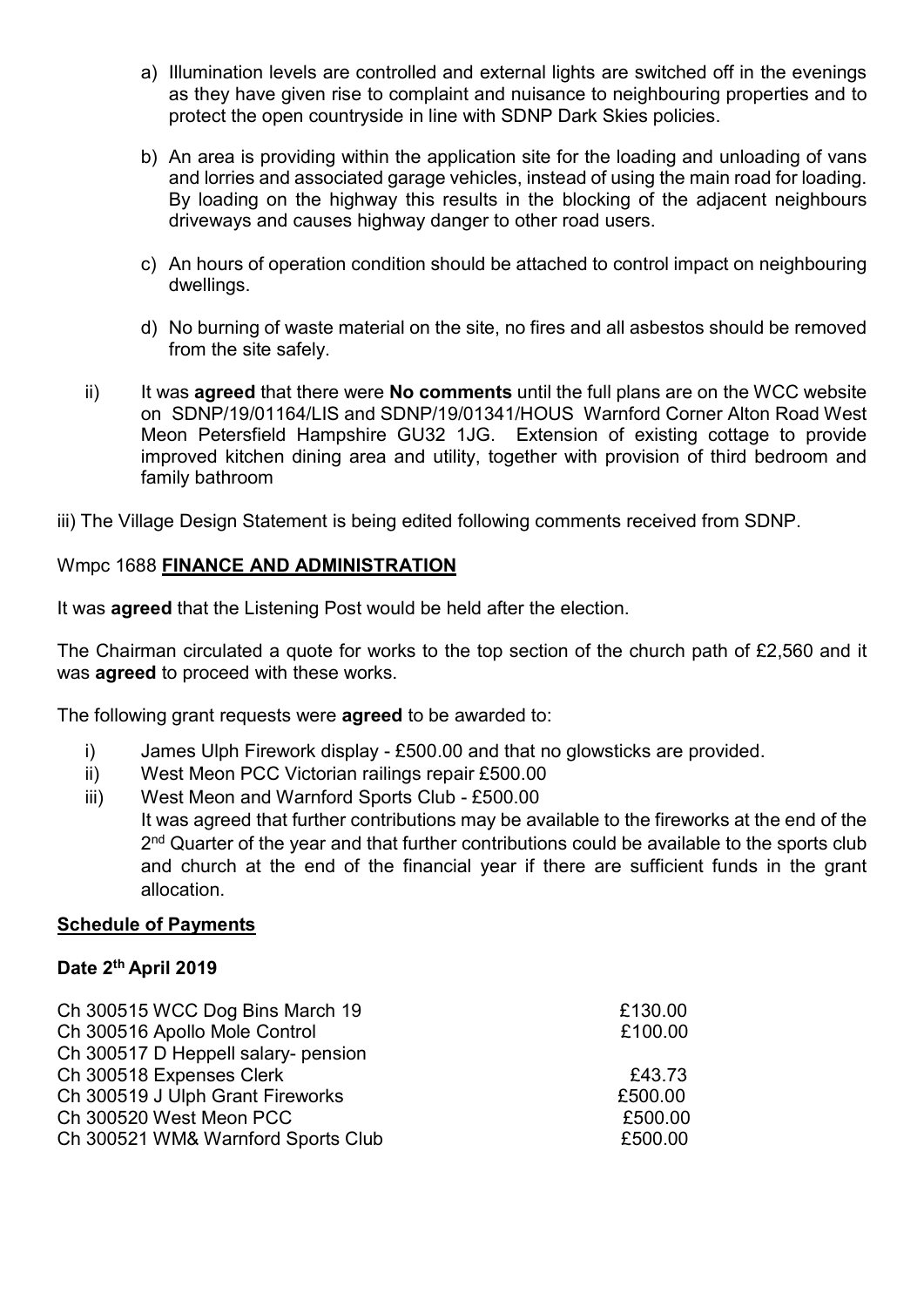a) Illumination levels are controlled and external lights are switched off in the evenings as they have given rise to complaint and nuisance to neighbouring properties and to protect the open countryside in line with SDNP Dark Skies policies.

b) An area is providing within the application site for the loading and unloading of vans and lorries and associated garage vehicles, instead of using the main road for loading. By loading on the highway this results in the blocking of the adjacent neighbours driveways and causes highway danger to other road users.

c) An hours of operation condition should be attached to control impact on neighbouring dwellings.

d) No burning of waste material on the site, no fires and all asbestos should be removed from the site safely.

ii) It was **agreed** that there were **No comments** until the full plans are on the WCC website on SDNP/19/01164/LIS and SDNP/19/01341/HOUS Warnford Corner Alton Road West Meon Petersfield Hampshire GU32 1JG. Extension of existing cottage to provide improved kitchen dining area and utility, together with provision of third bedroom and family bathroom

iii) The Village Design Statement is being edited following comments received from SDNP.

Wmpc 1688 **FINANCE AND ADMINISTRATION**

It was **agreed** that the Listening Post would be held after the election.

The Chairman circulated a quote for works to the top section of the church path of £2,560 and it was **agreed** to proceed with these works.

The following grant requests were **agreed** to be awarded to:

i) James Ulph Firework display - £500.00 and that no glowsticks are provided.
ii) West Meon PCC Victorian railings repair £500.00
iii) West Meon and Warnford Sports Club - £500.00
It was agreed that further contributions may be available to the fireworks at the end of the 2nd Quarter of the year and that further contributions could be available to the sports club and church at the end of the financial year if there are sufficient funds in the grant allocation.

**Schedule of Payments**

**Date 2th April 2019**

| | |
|---|---|
| Ch 300515 WCC Dog Bins March 19 | £130.00 |
| Ch 300516 Apollo Mole Control | £100.00 |
| Ch 300517 D Heppell salary- pension | |
| Ch 300518 Expenses Clerk | £43.73 |
| Ch 300519 J Ulph Grant Fireworks | £500.00 |
| Ch 300520 West Meon PCC | £500.00 |
| Ch 300521 WM& Warnford Sports Club | £500.00 |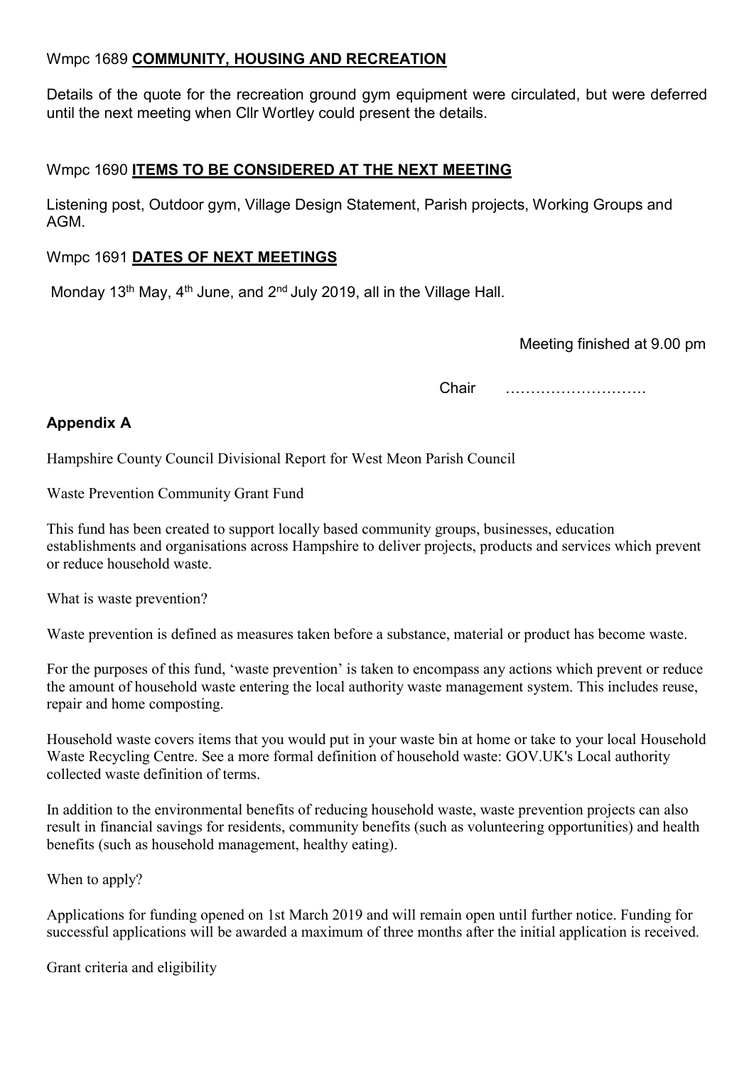Wmpc 1689 **COMMUNITY, HOUSING AND RECREATION**

Details of the quote for the recreation ground gym equipment were circulated, but were deferred until the next meeting when Cllr Wortley could present the details.

Wmpc 1690 **ITEMS TO BE CONSIDERED AT THE NEXT MEETING**

Listening post, Outdoor gym, Village Design Statement, Parish projects, Working Groups and AGM.

Wmpc 1691 **DATES OF NEXT MEETINGS**

Monday 13th May, 4th June, and 2nd July 2019, all in the Village Hall.

Meeting finished at 9.00 pm

Chair ……………………….

**Appendix A**

Hampshire County Council Divisional Report for West Meon Parish Council

Waste Prevention Community Grant Fund

This fund has been created to support locally based community groups, businesses, education establishments and organisations across Hampshire to deliver projects, products and services which prevent or reduce household waste.

What is waste prevention?

Waste prevention is defined as measures taken before a substance, material or product has become waste.

For the purposes of this fund, 'waste prevention' is taken to encompass any actions which prevent or reduce the amount of household waste entering the local authority waste management system. This includes reuse, repair and home composting.

Household waste covers items that you would put in your waste bin at home or take to your local Household Waste Recycling Centre. See a more formal definition of household waste: GOV.UK's Local authority collected waste definition of terms.

In addition to the environmental benefits of reducing household waste, waste prevention projects can also result in financial savings for residents, community benefits (such as volunteering opportunities) and health benefits (such as household management, healthy eating).

When to apply?

Applications for funding opened on 1st March 2019 and will remain open until further notice. Funding for successful applications will be awarded a maximum of three months after the initial application is received.

Grant criteria and eligibility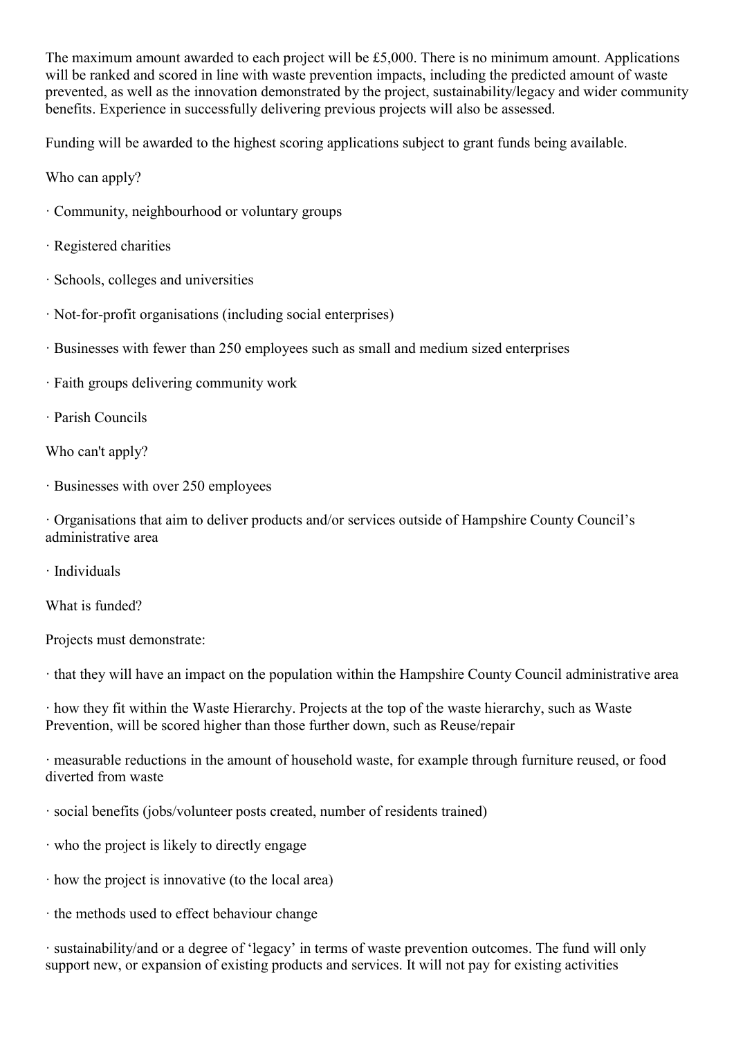The maximum amount awarded to each project will be £5,000. There is no minimum amount. Applications will be ranked and scored in line with waste prevention impacts, including the predicted amount of waste prevented, as well as the innovation demonstrated by the project, sustainability/legacy and wider community benefits. Experience in successfully delivering previous projects will also be assessed.

Funding will be awarded to the highest scoring applications subject to grant funds being available.

Who can apply?

- Community, neighbourhood or voluntary groups
- Registered charities
- Schools, colleges and universities
- Not-for-profit organisations (including social enterprises)
- Businesses with fewer than 250 employees such as small and medium sized enterprises
- Faith groups delivering community work
- Parish Councils

Who can't apply?

- Businesses with over 250 employees
- Organisations that aim to deliver products and/or services outside of Hampshire County Council's administrative area
- Individuals

What is funded?

Projects must demonstrate:

- that they will have an impact on the population within the Hampshire County Council administrative area
- how they fit within the Waste Hierarchy. Projects at the top of the waste hierarchy, such as Waste Prevention, will be scored higher than those further down, such as Reuse/repair
- measurable reductions in the amount of household waste, for example through furniture reused, or food diverted from waste
- social benefits (jobs/volunteer posts created, number of residents trained)
- who the project is likely to directly engage
- how the project is innovative (to the local area)
- the methods used to effect behaviour change
- sustainability/and or a degree of 'legacy' in terms of waste prevention outcomes. The fund will only support new, or expansion of existing products and services. It will not pay for existing activities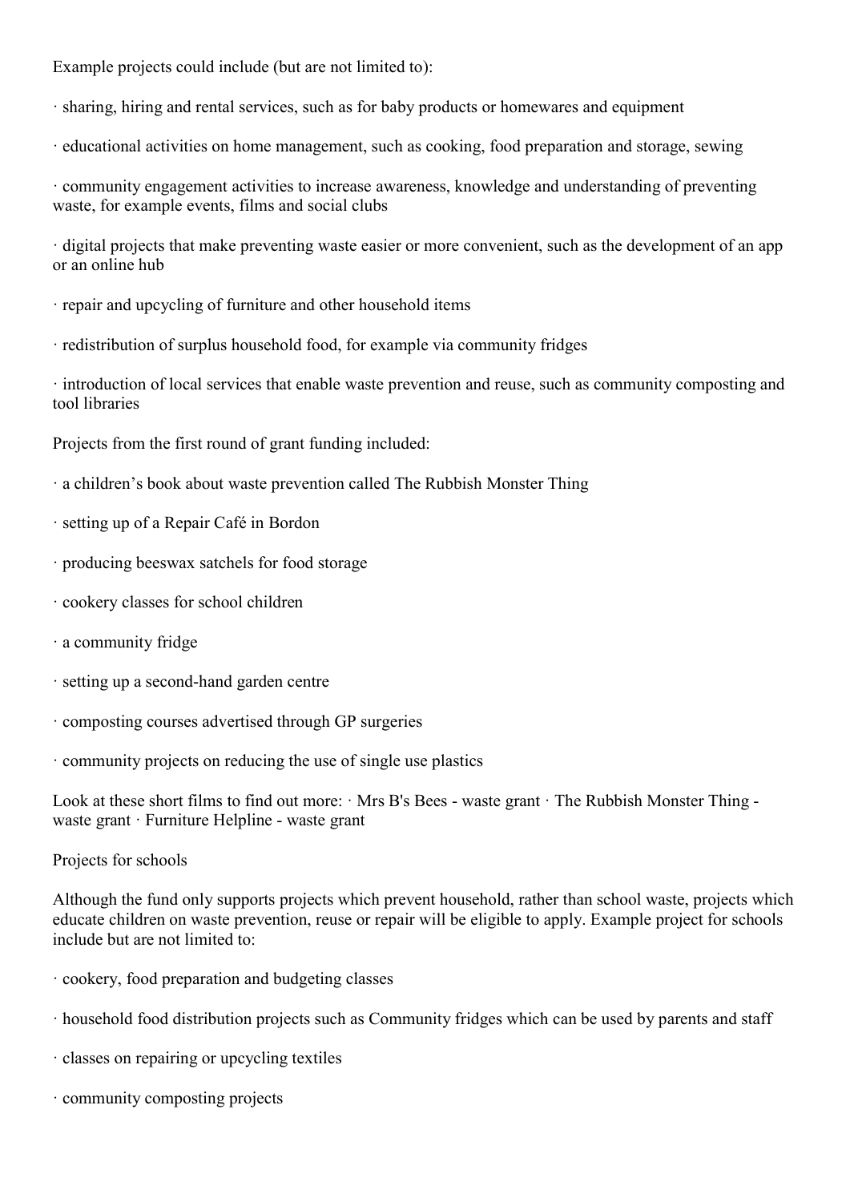Example projects could include (but are not limited to):

- sharing, hiring and rental services, such as for baby products or homewares and equipment
- educational activities on home management, such as cooking, food preparation and storage, sewing
- community engagement activities to increase awareness, knowledge and understanding of preventing waste, for example events, films and social clubs
- digital projects that make preventing waste easier or more convenient, such as the development of an app or an online hub
- repair and upcycling of furniture and other household items
- redistribution of surplus household food, for example via community fridges
- introduction of local services that enable waste prevention and reuse, such as community composting and tool libraries

Projects from the first round of grant funding included:

- a children's book about waste prevention called The Rubbish Monster Thing
- setting up of a Repair Café in Bordon
- producing beeswax satchels for food storage
- cookery classes for school children
- a community fridge
- setting up a second-hand garden centre
- composting courses advertised through GP surgeries
- community projects on reducing the use of single use plastics

Look at these short films to find out more: · Mrs B's Bees - waste grant · The Rubbish Monster Thing - waste grant · Furniture Helpline - waste grant

Projects for schools

Although the fund only supports projects which prevent household, rather than school waste, projects which educate children on waste prevention, reuse or repair will be eligible to apply. Example project for schools include but are not limited to:

- cookery, food preparation and budgeting classes
- household food distribution projects such as Community fridges which can be used by parents and staff
- classes on repairing or upcycling textiles
- community composting projects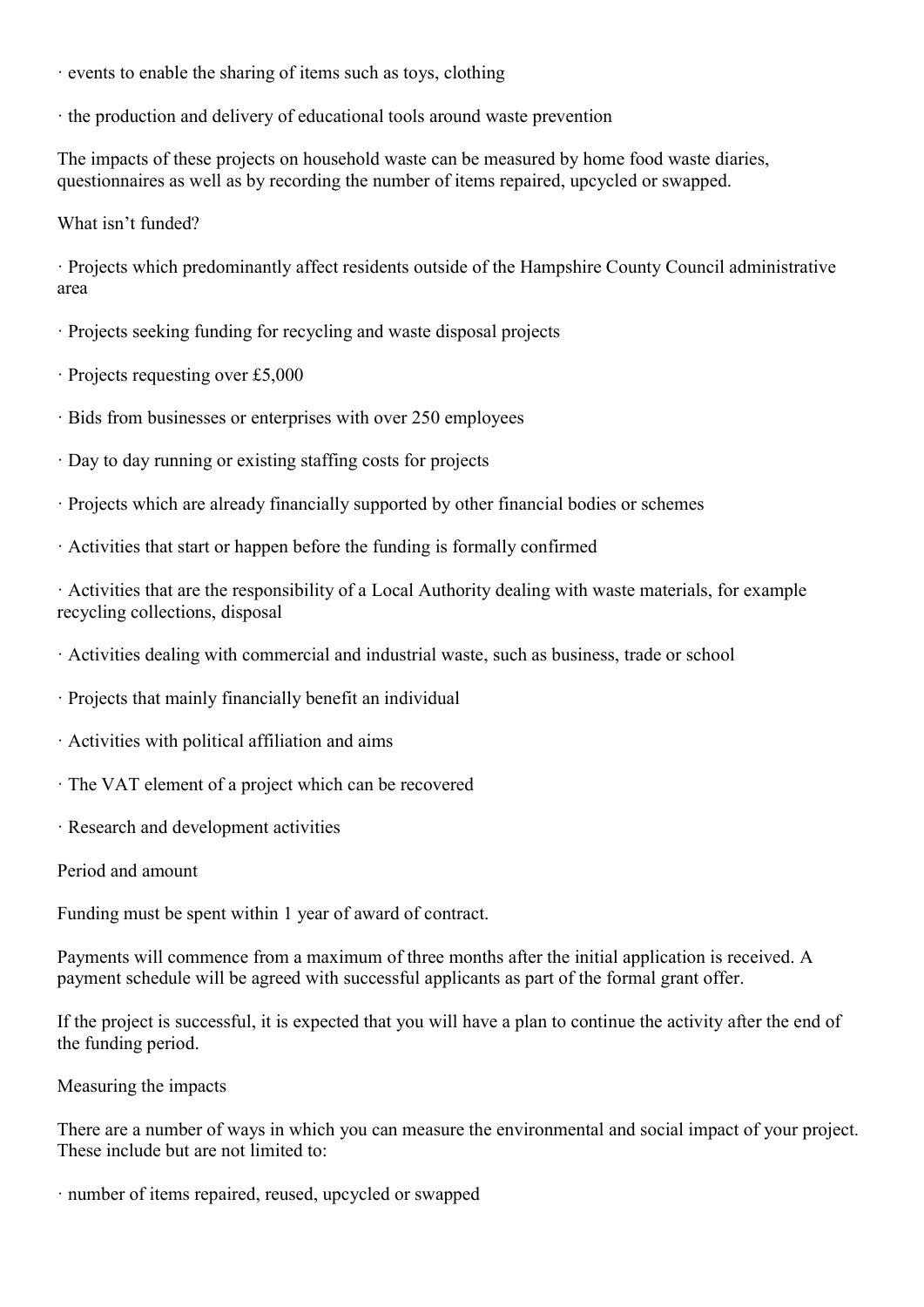- events to enable the sharing of items such as toys, clothing
- the production and delivery of educational tools around waste prevention

The impacts of these projects on household waste can be measured by home food waste diaries, questionnaires as well as by recording the number of items repaired, upcycled or swapped.

## What isn't funded?

- Projects which predominantly affect residents outside of the Hampshire County Council administrative area
- Projects seeking funding for recycling and waste disposal projects
- Projects requesting over £5,000
- Bids from businesses or enterprises with over 250 employees
- Day to day running or existing staffing costs for projects
- Projects which are already financially supported by other financial bodies or schemes
- Activities that start or happen before the funding is formally confirmed
- Activities that are the responsibility of a Local Authority dealing with waste materials, for example recycling collections, disposal
- Activities dealing with commercial and industrial waste, such as business, trade or school
- Projects that mainly financially benefit an individual
- Activities with political affiliation and aims
- The VAT element of a project which can be recovered
- Research and development activities

## Period and amount

Funding must be spent within 1 year of award of contract.

Payments will commence from a maximum of three months after the initial application is received. A payment schedule will be agreed with successful applicants as part of the formal grant offer.

If the project is successful, it is expected that you will have a plan to continue the activity after the end of the funding period.

## Measuring the impacts

There are a number of ways in which you can measure the environmental and social impact of your project. These include but are not limited to:

- number of items repaired, reused, upcycled or swapped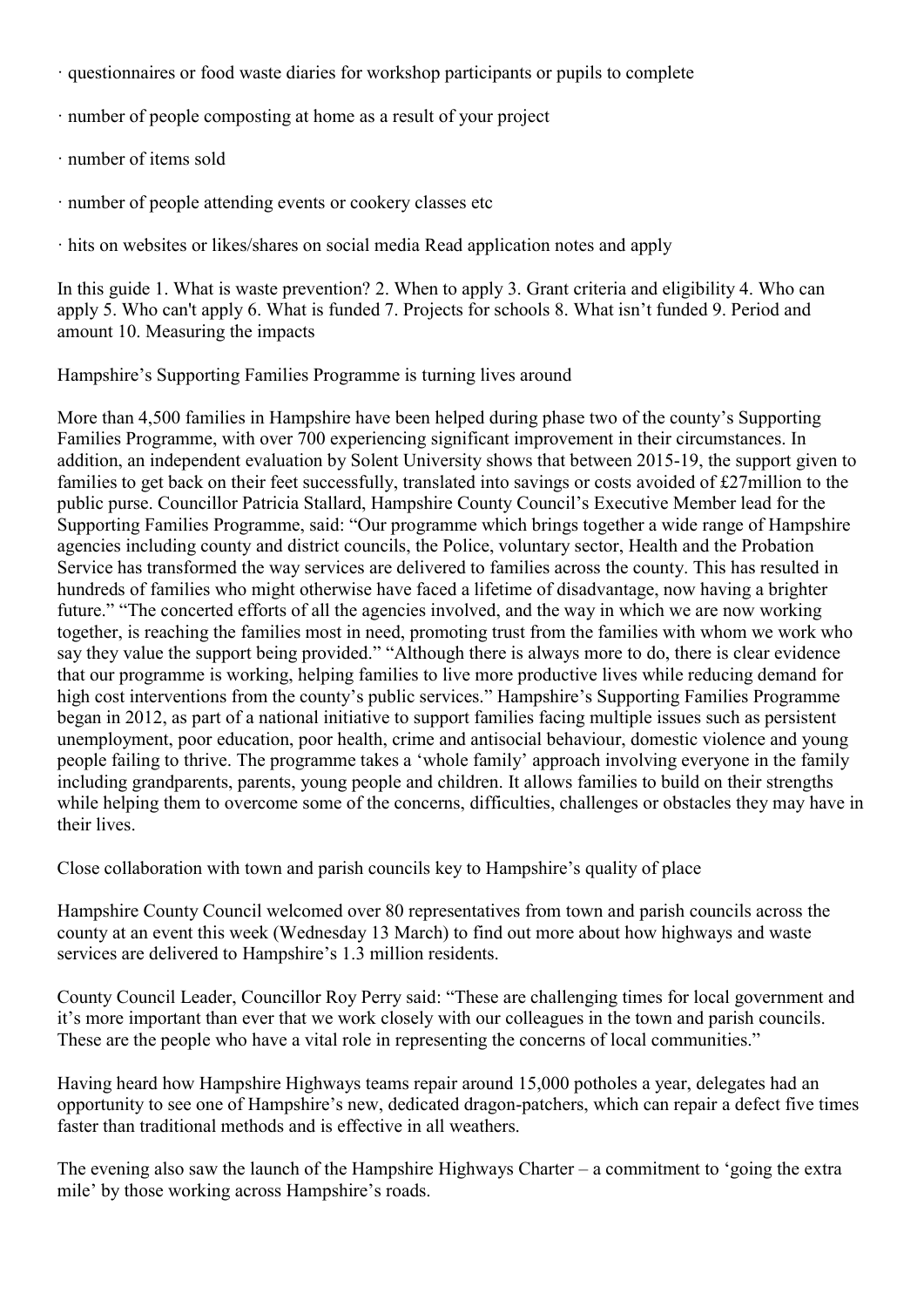- questionnaires or food waste diaries for workshop participants or pupils to complete
- number of people composting at home as a result of your project
- number of items sold
- number of people attending events or cookery classes etc
- hits on websites or likes/shares on social media Read application notes and apply

In this guide 1. What is waste prevention? 2. When to apply 3. Grant criteria and eligibility 4. Who can apply 5. Who can't apply 6. What is funded 7. Projects for schools 8. What isn't funded 9. Period and amount 10. Measuring the impacts

## Hampshire's Supporting Families Programme is turning lives around

More than 4,500 families in Hampshire have been helped during phase two of the county's Supporting Families Programme, with over 700 experiencing significant improvement in their circumstances. In addition, an independent evaluation by Solent University shows that between 2015-19, the support given to families to get back on their feet successfully, translated into savings or costs avoided of £27million to the public purse. Councillor Patricia Stallard, Hampshire County Council's Executive Member lead for the Supporting Families Programme, said: "Our programme which brings together a wide range of Hampshire agencies including county and district councils, the Police, voluntary sector, Health and the Probation Service has transformed the way services are delivered to families across the county. This has resulted in hundreds of families who might otherwise have faced a lifetime of disadvantage, now having a brighter future." "The concerted efforts of all the agencies involved, and the way in which we are now working together, is reaching the families most in need, promoting trust from the families with whom we work who say they value the support being provided." "Although there is always more to do, there is clear evidence that our programme is working, helping families to live more productive lives while reducing demand for high cost interventions from the county's public services." Hampshire's Supporting Families Programme began in 2012, as part of a national initiative to support families facing multiple issues such as persistent unemployment, poor education, poor health, crime and antisocial behaviour, domestic violence and young people failing to thrive. The programme takes a 'whole family' approach involving everyone in the family including grandparents, parents, young people and children. It allows families to build on their strengths while helping them to overcome some of the concerns, difficulties, challenges or obstacles they may have in their lives.

## Close collaboration with town and parish councils key to Hampshire's quality of place

Hampshire County Council welcomed over 80 representatives from town and parish councils across the county at an event this week (Wednesday 13 March) to find out more about how highways and waste services are delivered to Hampshire's 1.3 million residents.

County Council Leader, Councillor Roy Perry said: "These are challenging times for local government and it's more important than ever that we work closely with our colleagues in the town and parish councils. These are the people who have a vital role in representing the concerns of local communities."

Having heard how Hampshire Highways teams repair around 15,000 potholes a year, delegates had an opportunity to see one of Hampshire's new, dedicated dragon-patchers, which can repair a defect five times faster than traditional methods and is effective in all weathers.

The evening also saw the launch of the Hampshire Highways Charter – a commitment to 'going the extra mile' by those working across Hampshire's roads.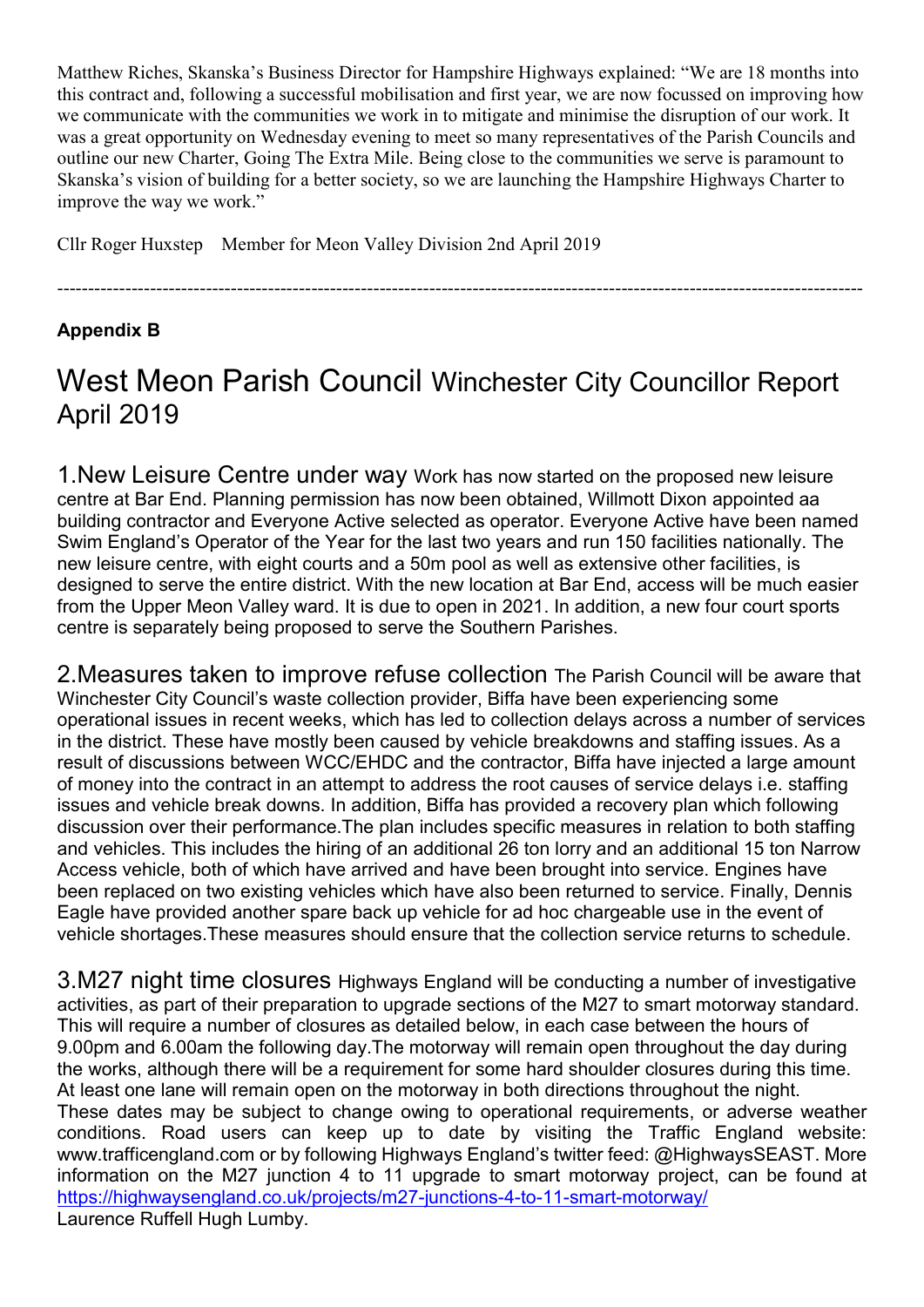Matthew Riches, Skanska's Business Director for Hampshire Highways explained: "We are 18 months into this contract and, following a successful mobilisation and first year, we are now focussed on improving how we communicate with the communities we work in to mitigate and minimise the disruption of our work. It was a great opportunity on Wednesday evening to meet so many representatives of the Parish Councils and outline our new Charter, Going The Extra Mile. Being close to the communities we serve is paramount to Skanska's vision of building for a better society, so we are launching the Hampshire Highways Charter to improve the way we work."

Cllr Roger Huxstep  Member for Meon Valley Division 2nd April 2019

---

**Appendix B**

# West Meon Parish Council Winchester City Councillor Report April 2019

**1.New Leisure Centre under way** Work has now started on the proposed new leisure centre at Bar End. Planning permission has now been obtained, Willmott Dixon appointed aa building contractor and Everyone Active selected as operator. Everyone Active have been named Swim England's Operator of the Year for the last two years and run 150 facilities nationally. The new leisure centre, with eight courts and a 50m pool as well as extensive other facilities, is designed to serve the entire district. With the new location at Bar End, access will be much easier from the Upper Meon Valley ward. It is due to open in 2021. In addition, a new four court sports centre is separately being proposed to serve the Southern Parishes.

**2.Measures taken to improve refuse collection** The Parish Council will be aware that Winchester City Council's waste collection provider, Biffa have been experiencing some operational issues in recent weeks, which has led to collection delays across a number of services in the district. These have mostly been caused by vehicle breakdowns and staffing issues. As a result of discussions between WCC/EHDC and the contractor, Biffa have injected a large amount of money into the contract in an attempt to address the root causes of service delays i.e. staffing issues and vehicle break downs. In addition, Biffa has provided a recovery plan which following discussion over their performance.The plan includes specific measures in relation to both staffing and vehicles. This includes the hiring of an additional 26 ton lorry and an additional 15 ton Narrow Access vehicle, both of which have arrived and have been brought into service. Engines have been replaced on two existing vehicles which have also been returned to service. Finally, Dennis Eagle have provided another spare back up vehicle for ad hoc chargeable use in the event of vehicle shortages.These measures should ensure that the collection service returns to schedule.

**3.M27 night time closures** Highways England will be conducting a number of investigative activities, as part of their preparation to upgrade sections of the M27 to smart motorway standard. This will require a number of closures as detailed below, in each case between the hours of 9.00pm and 6.00am the following day.The motorway will remain open throughout the day during the works, although there will be a requirement for some hard shoulder closures during this time. At least one lane will remain open on the motorway in both directions throughout the night.
These dates may be subject to change owing to operational requirements, or adverse weather conditions. Road users can keep up to date by visiting the Traffic England website: www.trafficengland.com or by following Highways England's twitter feed: @HighwaysSEAST. More information on the M27 junction 4 to 11 upgrade to smart motorway project, can be found at https://highwaysengland.co.uk/projects/m27-junctions-4-to-11-smart-motorway/
Laurence Ruffell Hugh Lumby.